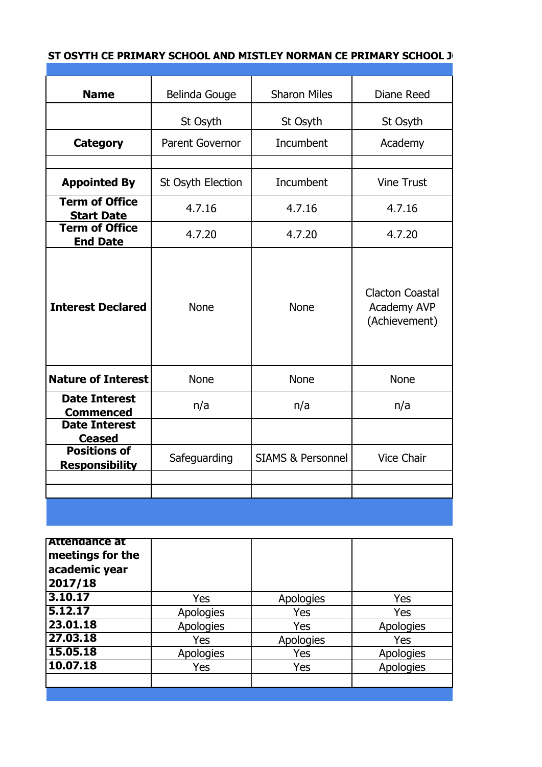**ST OSYTH CE PRIMARY SCHOOL AND MISTLEY NORMAN CE PRIMARY SCHOOL J**

| **Name** | Belinda Gouge | Sharon Miles | Diane Reed |
|---|---|---|---|
| | St Osyth | St Osyth | St Osyth |
| **Category** | Parent Governor | Incumbent | Academy |
| | | | |
| **Appointed By** | St Osyth Election | Incumbent | Vine Trust |
| **Term of Office Start Date** | 4.7.16 | 4.7.16 | 4.7.16 |
| **Term of Office End Date** | 4.7.20 | 4.7.20 | 4.7.20 |
| **Interest Declared** | None | None | Clacton Coastal Academy AVP (Achievement) |
| **Nature of Interest** | None | None | None |
| **Date Interest Commenced** | n/a | n/a | n/a |
| **Date Interest Ceased** | | | |
| **Positions of Responsibility** | Safeguarding | SIAMS & Personnel | Vice Chair |
| | | | |
| | | | |

| **Attendance at meetings for the academic year 2017/18** | | | |
|---|---|---|---|
| **3.10.17** | Yes | Apologies | Yes |
| **5.12.17** | Apologies | Yes | Yes |
| **23.01.18** | Apologies | Yes | Apologies |
| **27.03.18** | Yes | Apologies | Yes |
| **15.05.18** | Apologies | Yes | Apologies |
| **10.07.18** | Yes | Yes | Apologies |
| | | | |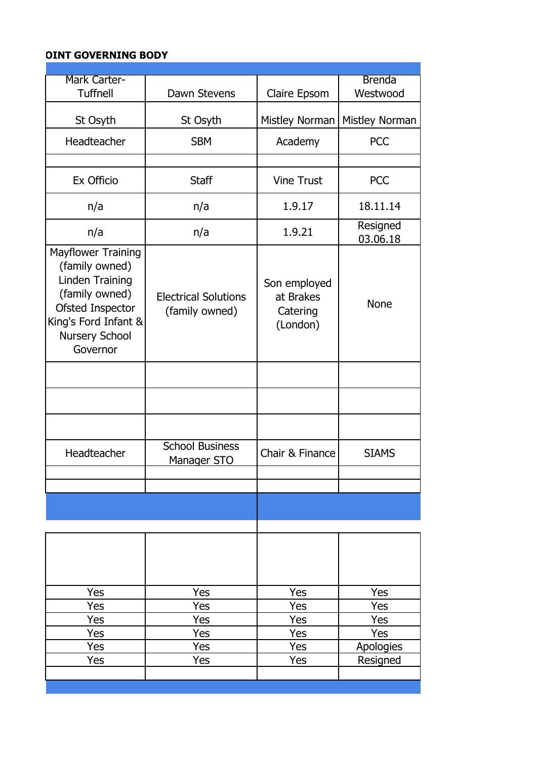**OINT GOVERNING BODY**

| Mark Carter-Tuffnell | Dawn Stevens | Claire Epsom | Brenda Westwood |
|---|---|---|---|
| St Osyth | St Osyth | Mistley Norman | Mistley Norman |
| Headteacher | SBM | Academy | PCC |
| | | | |
| Ex Officio | Staff | Vine Trust | PCC |
| n/a | n/a | 1.9.17 | 18.11.14 |
| n/a | n/a | 1.9.21 | Resigned 03.06.18 |
| Mayflower Training (family owned) Linden Training (family owned) Ofsted Inspector King's Ford Infant & Nursery School Governor | Electrical Solutions (family owned) | Son employed at Brakes Catering (London) | None |
| | | | |
| | | | |
| | | | |
| Headteacher | School Business Manager STO | Chair & Finance | SIAMS |
| | | | |
| | | | |
| | | | |
| | | | |
| Yes | Yes | Yes | Yes |
| Yes | Yes | Yes | Yes |
| Yes | Yes | Yes | Yes |
| Yes | Yes | Yes | Yes |
| Yes | Yes | Yes | Apologies |
| Yes | Yes | Yes | Resigned |
| | | | |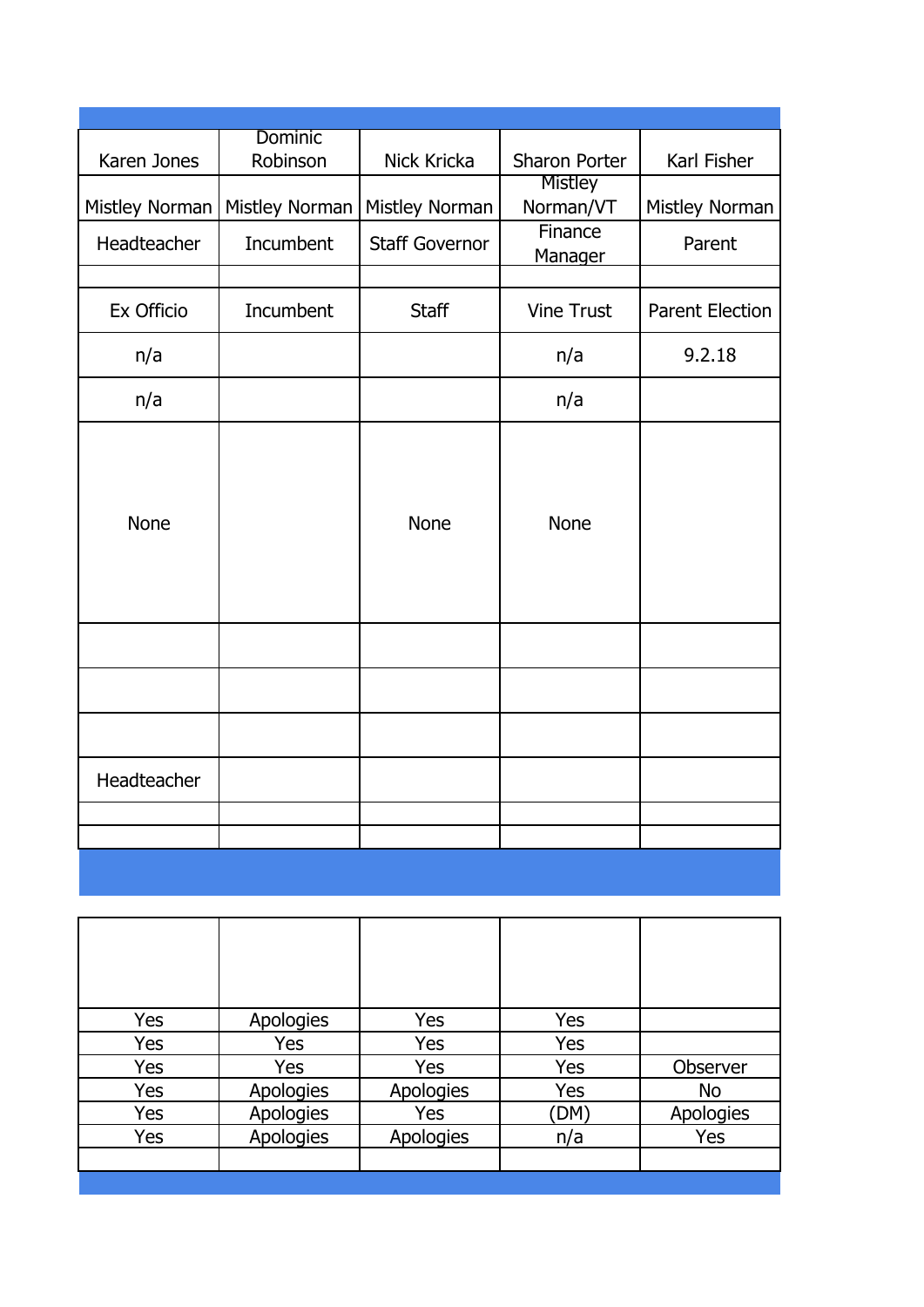| Karen Jones | Dominic Robinson | Nick Kricka | Sharon Porter | Karl Fisher |
|---|---|---|---|---|
| Mistley Norman | Mistley Norman | Mistley Norman | Mistley Norman/VT | Mistley Norman |
| Headteacher | Incumbent | Staff Governor | Finance Manager | Parent |
| | | | | |
| Ex Officio | Incumbent | Staff | Vine Trust | Parent Election |
| n/a | | | n/a | 9.2.18 |
| n/a | | | n/a | |
| None | | None | None | |
| | | | | |
| | | | | |
| | | | | |
| Headteacher | | | | |
| | | | | |
| | | | | |

| | | | | |
|---|---|---|---|---|
| Yes | Apologies | Yes | Yes | |
| Yes | Yes | Yes | Yes | |
| Yes | Yes | Yes | Yes | Observer |
| Yes | Apologies | Apologies | Yes | No |
| Yes | Apologies | Yes | (DM) | Apologies |
| Yes | Apologies | Apologies | n/a | Yes |
| | | | | |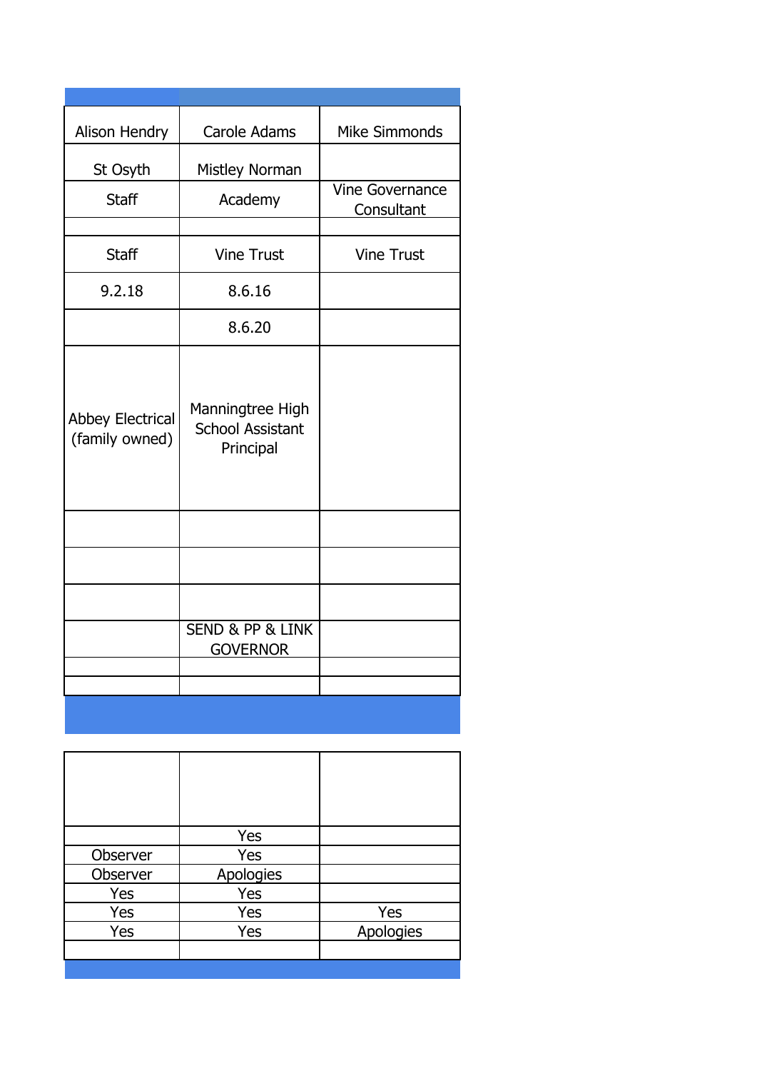| | | |
|---|---|---|
| Alison Hendry | Carole Adams | Mike Simmonds |
| St Osyth | Mistley Norman | |
| Staff | Academy | Vine Governance Consultant |
| | | |
| Staff | Vine Trust | Vine Trust |
| 9.2.18 | 8.6.16 | |
| | 8.6.20 | |
| Abbey Electrical (family owned) | Manningtree High School Assistant Principal | |
| | | |
| | | |
| | | |
| | SEND & PP & LINK GOVERNOR | |
| | | |
| | | |

| | | |
|---|---|---|
| | | |
| | Yes | |
| Observer | Yes | |
| Observer | Apologies | |
| Yes | Yes | |
| Yes | Yes | Yes |
| Yes | Yes | Apologies |
| | | |